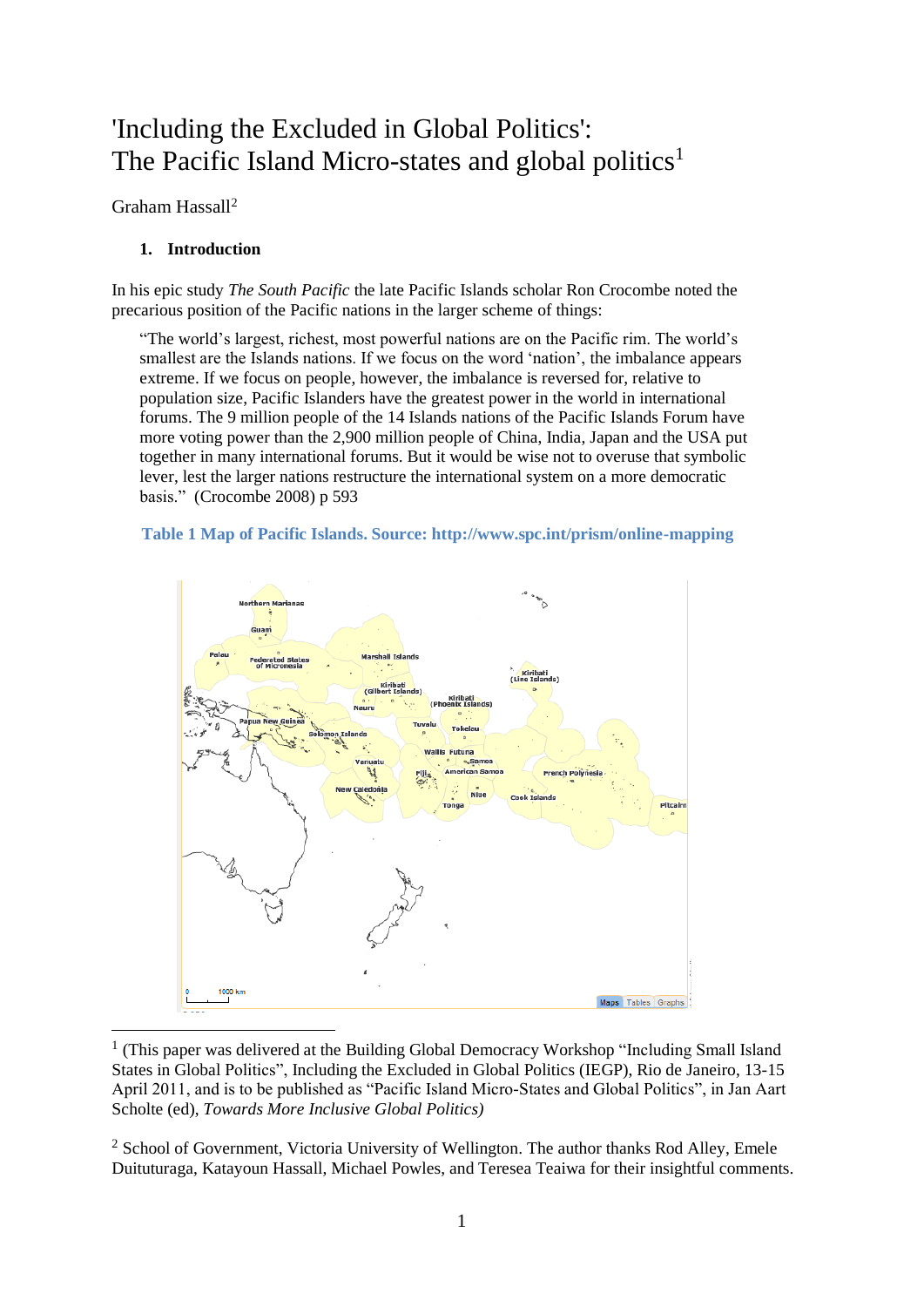# 'Including the Excluded in Global Politics': The Pacific Island Micro-states and global politics[1]

Graham Hassall[2]

## 1. Introduction

In his epic study *The South Pacific* the late Pacific Islands scholar Ron Crocombe noted the precarious position of the Pacific nations in the larger scheme of things:

> "The world's largest, richest, most powerful nations are on the Pacific rim. The world's smallest are the Islands nations. If we focus on the word 'nation', the imbalance appears extreme. If we focus on people, however, the imbalance is reversed for, relative to population size, Pacific Islanders have the greatest power in the world in international forums. The 9 million people of the 14 Islands nations of the Pacific Islands Forum have more voting power than the 2,900 million people of China, India, Japan and the USA put together in many international forums. But it would be wise not to overuse that symbolic lever, lest the larger nations restructure the international system on a more democratic basis." (Crocombe 2008) p 593

**Table 1 Map of Pacific Islands. Source: http://www.spc.int/prism/online-mapping**

---

[1] (This paper was delivered at the Building Global Democracy Workshop "Including Small Island States in Global Politics", Including the Excluded in Global Politics (IEGP), Rio de Janeiro, 13-15 April 2011, and is to be published as "Pacific Island Micro-States and Global Politics", in Jan Aart Scholte (ed), *Towards More Inclusive Global Politics)*

[2] School of Government, Victoria University of Wellington. The author thanks Rod Alley, Emele Duituturaga, Katayoun Hassall, Michael Powles, and Teresea Teaiwa for their insightful comments.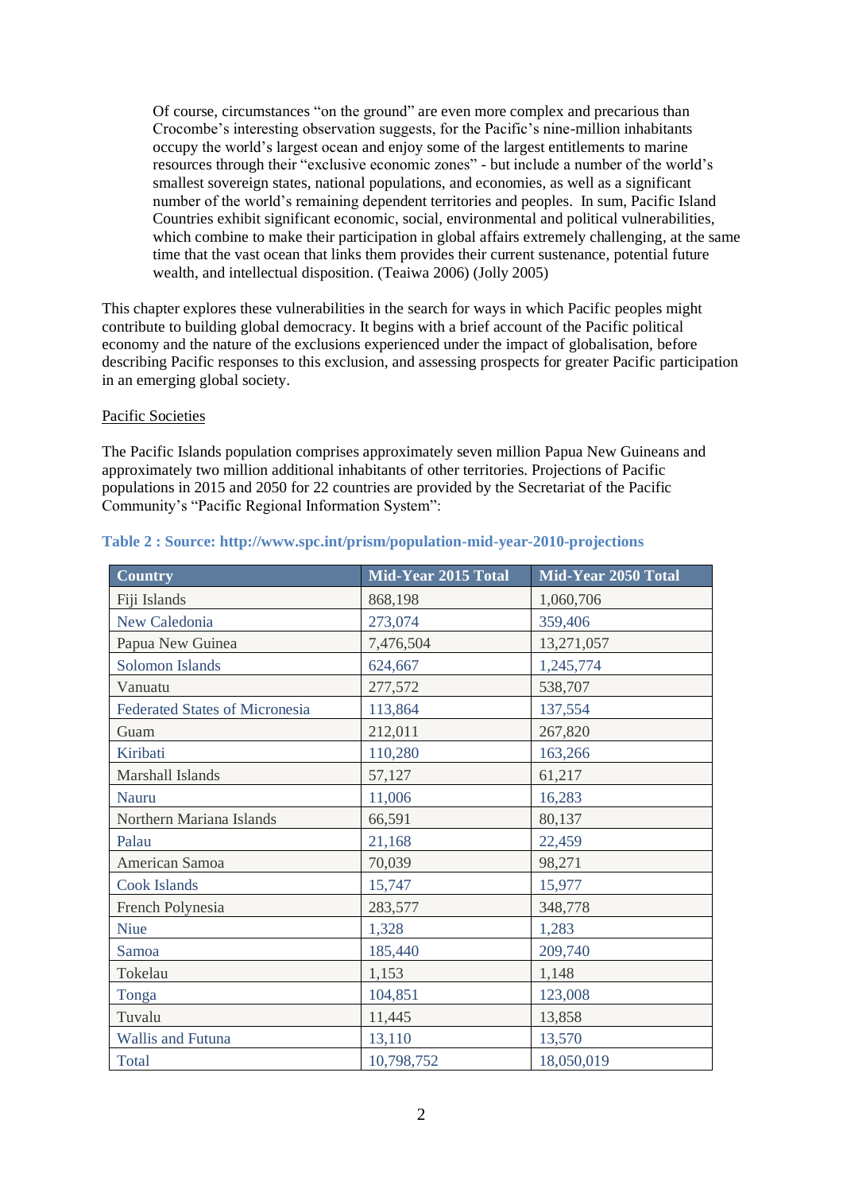> Of course, circumstances "on the ground" are even more complex and precarious than Crocombe's interesting observation suggests, for the Pacific's nine-million inhabitants occupy the world's largest ocean and enjoy some of the largest entitlements to marine resources through their "exclusive economic zones" - but include a number of the world's smallest sovereign states, national populations, and economies, as well as a significant number of the world's remaining dependent territories and peoples. In sum, Pacific Island Countries exhibit significant economic, social, environmental and political vulnerabilities, which combine to make their participation in global affairs extremely challenging, at the same time that the vast ocean that links them provides their current sustenance, potential future wealth, and intellectual disposition. (Teaiwa 2006) (Jolly 2005)

This chapter explores these vulnerabilities in the search for ways in which Pacific peoples might contribute to building global democracy. It begins with a brief account of the Pacific political economy and the nature of the exclusions experienced under the impact of globalisation, before describing Pacific responses to this exclusion, and assessing prospects for greater Pacific participation in an emerging global society.

## Pacific Societies

The Pacific Islands population comprises approximately seven million Papua New Guineans and approximately two million additional inhabitants of other territories. Projections of Pacific populations in 2015 and 2050 for 22 countries are provided by the Secretariat of the Pacific Community's "Pacific Regional Information System":

**Table 2 : Source: http://www.spc.int/prism/population-mid-year-2010-projections**

| Country | Mid-Year 2015 Total | Mid-Year 2050 Total |
|---|---|---|
| Fiji Islands | 868,198 | 1,060,706 |
| New Caledonia | 273,074 | 359,406 |
| Papua New Guinea | 7,476,504 | 13,271,057 |
| Solomon Islands | 624,667 | 1,245,774 |
| Vanuatu | 277,572 | 538,707 |
| Federated States of Micronesia | 113,864 | 137,554 |
| Guam | 212,011 | 267,820 |
| Kiribati | 110,280 | 163,266 |
| Marshall Islands | 57,127 | 61,217 |
| Nauru | 11,006 | 16,283 |
| Northern Mariana Islands | 66,591 | 80,137 |
| Palau | 21,168 | 22,459 |
| American Samoa | 70,039 | 98,271 |
| Cook Islands | 15,747 | 15,977 |
| French Polynesia | 283,577 | 348,778 |
| Niue | 1,328 | 1,283 |
| Samoa | 185,440 | 209,740 |
| Tokelau | 1,153 | 1,148 |
| Tonga | 104,851 | 123,008 |
| Tuvalu | 11,445 | 13,858 |
| Wallis and Futuna | 13,110 | 13,570 |
| Total | 10,798,752 | 18,050,019 |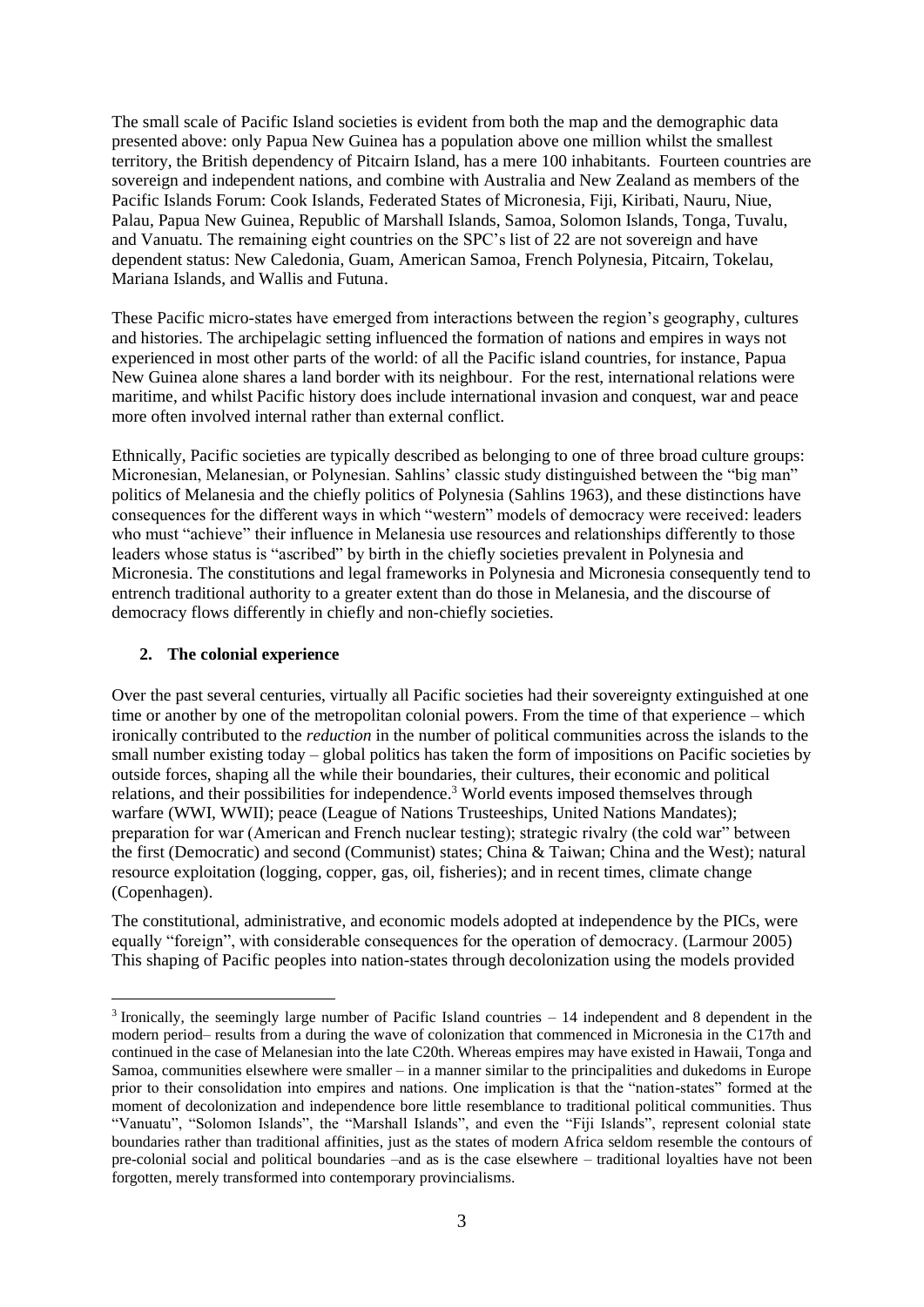The small scale of Pacific Island societies is evident from both the map and the demographic data presented above: only Papua New Guinea has a population above one million whilst the smallest territory, the British dependency of Pitcairn Island, has a mere 100 inhabitants. Fourteen countries are sovereign and independent nations, and combine with Australia and New Zealand as members of the Pacific Islands Forum: Cook Islands, Federated States of Micronesia, Fiji, Kiribati, Nauru, Niue, Palau, Papua New Guinea, Republic of Marshall Islands, Samoa, Solomon Islands, Tonga, Tuvalu, and Vanuatu. The remaining eight countries on the SPC's list of 22 are not sovereign and have dependent status: New Caledonia, Guam, American Samoa, French Polynesia, Pitcairn, Tokelau, Mariana Islands, and Wallis and Futuna.

These Pacific micro-states have emerged from interactions between the region's geography, cultures and histories. The archipelagic setting influenced the formation of nations and empires in ways not experienced in most other parts of the world: of all the Pacific island countries, for instance, Papua New Guinea alone shares a land border with its neighbour. For the rest, international relations were maritime, and whilst Pacific history does include international invasion and conquest, war and peace more often involved internal rather than external conflict.

Ethnically, Pacific societies are typically described as belonging to one of three broad culture groups: Micronesian, Melanesian, or Polynesian. Sahlins' classic study distinguished between the "big man" politics of Melanesia and the chiefly politics of Polynesia (Sahlins 1963), and these distinctions have consequences for the different ways in which "western" models of democracy were received: leaders who must "achieve" their influence in Melanesia use resources and relationships differently to those leaders whose status is "ascribed" by birth in the chiefly societies prevalent in Polynesia and Micronesia. The constitutions and legal frameworks in Polynesia and Micronesia consequently tend to entrench traditional authority to a greater extent than do those in Melanesia, and the discourse of democracy flows differently in chiefly and non-chiefly societies.

## 2. The colonial experience

Over the past several centuries, virtually all Pacific societies had their sovereignty extinguished at one time or another by one of the metropolitan colonial powers. From the time of that experience – which ironically contributed to the *reduction* in the number of political communities across the islands to the small number existing today – global politics has taken the form of impositions on Pacific societies by outside forces, shaping all the while their boundaries, their cultures, their economic and political relations, and their possibilities for independence.[3] World events imposed themselves through warfare (WWI, WWII); peace (League of Nations Trusteeships, United Nations Mandates); preparation for war (American and French nuclear testing); strategic rivalry (the cold war" between the first (Democratic) and second (Communist) states; China & Taiwan; China and the West); natural resource exploitation (logging, copper, gas, oil, fisheries); and in recent times, climate change (Copenhagen).

The constitutional, administrative, and economic models adopted at independence by the PICs, were equally "foreign", with considerable consequences for the operation of democracy. (Larmour 2005) This shaping of Pacific peoples into nation-states through decolonization using the models provided

[3] Ironically, the seemingly large number of Pacific Island countries – 14 independent and 8 dependent in the modern period– results from a during the wave of colonization that commenced in Micronesia in the C17th and continued in the case of Melanesian into the late C20th. Whereas empires may have existed in Hawaii, Tonga and Samoa, communities elsewhere were smaller – in a manner similar to the principalities and dukedoms in Europe prior to their consolidation into empires and nations. One implication is that the "nation-states" formed at the moment of decolonization and independence bore little resemblance to traditional political communities. Thus "Vanuatu", "Solomon Islands", the "Marshall Islands", and even the "Fiji Islands", represent colonial state boundaries rather than traditional affinities, just as the states of modern Africa seldom resemble the contours of pre-colonial social and political boundaries –and as is the case elsewhere – traditional loyalties have not been forgotten, merely transformed into contemporary provincialisms.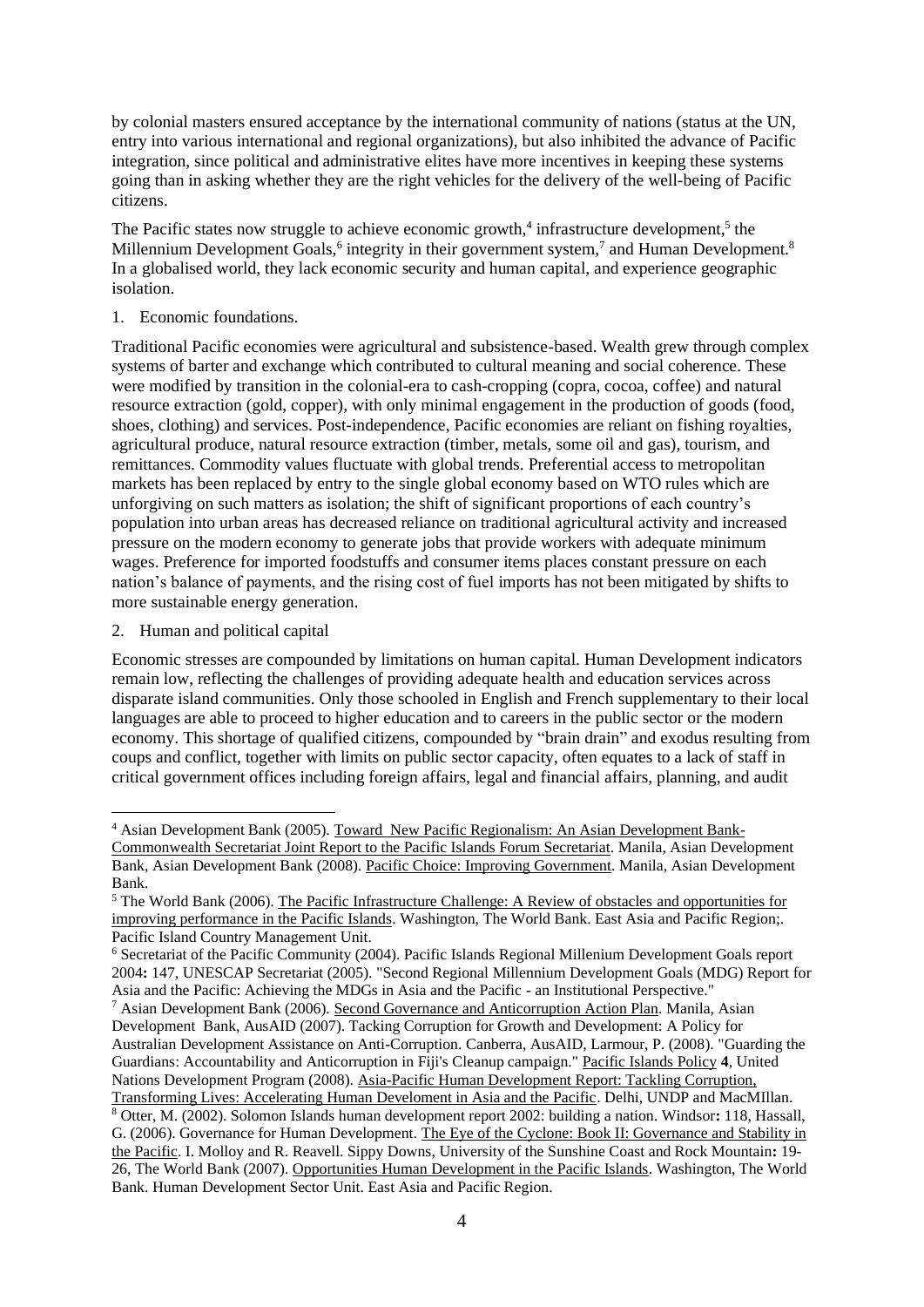by colonial masters ensured acceptance by the international community of nations (status at the UN, entry into various international and regional organizations), but also inhibited the advance of Pacific integration, since political and administrative elites have more incentives in keeping these systems going than in asking whether they are the right vehicles for the delivery of the well-being of Pacific citizens.

The Pacific states now struggle to achieve economic growth,[4] infrastructure development,[5] the Millennium Development Goals,[6] integrity in their government system,[7] and Human Development.[8] In a globalised world, they lack economic security and human capital, and experience geographic isolation.

1. Economic foundations.

Traditional Pacific economies were agricultural and subsistence-based. Wealth grew through complex systems of barter and exchange which contributed to cultural meaning and social coherence. These were modified by transition in the colonial-era to cash-cropping (copra, cocoa, coffee) and natural resource extraction (gold, copper), with only minimal engagement in the production of goods (food, shoes, clothing) and services. Post-independence, Pacific economies are reliant on fishing royalties, agricultural produce, natural resource extraction (timber, metals, some oil and gas), tourism, and remittances. Commodity values fluctuate with global trends. Preferential access to metropolitan markets has been replaced by entry to the single global economy based on WTO rules which are unforgiving on such matters as isolation; the shift of significant proportions of each country's population into urban areas has decreased reliance on traditional agricultural activity and increased pressure on the modern economy to generate jobs that provide workers with adequate minimum wages. Preference for imported foodstuffs and consumer items places constant pressure on each nation's balance of payments, and the rising cost of fuel imports has not been mitigated by shifts to more sustainable energy generation.

2. Human and political capital

Economic stresses are compounded by limitations on human capital. Human Development indicators remain low, reflecting the challenges of providing adequate health and education services across disparate island communities. Only those schooled in English and French supplementary to their local languages are able to proceed to higher education and to careers in the public sector or the modern economy. This shortage of qualified citizens, compounded by "brain drain" and exodus resulting from coups and conflict, together with limits on public sector capacity, often equates to a lack of staff in critical government offices including foreign affairs, legal and financial affairs, planning, and audit

---

[4] Asian Development Bank (2005). Toward New Pacific Regionalism: An Asian Development Bank-Commonwealth Secretariat Joint Report to the Pacific Islands Forum Secretariat. Manila, Asian Development Bank, Asian Development Bank (2008). Pacific Choice: Improving Government. Manila, Asian Development Bank.

[5] The World Bank (2006). The Pacific Infrastructure Challenge: A Review of obstacles and opportunities for improving performance in the Pacific Islands. Washington, The World Bank. East Asia and Pacific Region;. Pacific Island Country Management Unit.

[6] Secretariat of the Pacific Community (2004). Pacific Islands Regional Millenium Development Goals report 2004**:** 147, UNESCAP Secretariat (2005). "Second Regional Millennium Development Goals (MDG) Report for Asia and the Pacific: Achieving the MDGs in Asia and the Pacific - an Institutional Perspective."

[7] Asian Development Bank (2006). Second Governance and Anticorruption Action Plan. Manila, Asian Development Bank, AusAID (2007). Tacking Corruption for Growth and Development: A Policy for Australian Development Assistance on Anti-Corruption. Canberra, AusAID, Larmour, P. (2008). "Guarding the Guardians: Accountability and Anticorruption in Fiji's Cleanup campaign." Pacific Islands Policy **4**, United Nations Development Program (2008). Asia-Pacific Human Development Report: Tackling Corruption, Transforming Lives: Accelerating Human Develoment in Asia and the Pacific. Delhi, UNDP and MacMIllan.

[8] Otter, M. (2002). Solomon Islands human development report 2002: building a nation. Windsor**:** 118, Hassall, G. (2006). Governance for Human Development. The Eye of the Cyclone: Book II: Governance and Stability in the Pacific. I. Molloy and R. Reavell. Sippy Downs, University of the Sunshine Coast and Rock Mountain**:** 19-26, The World Bank (2007). Opportunities Human Development in the Pacific Islands. Washington, The World Bank. Human Development Sector Unit. East Asia and Pacific Region.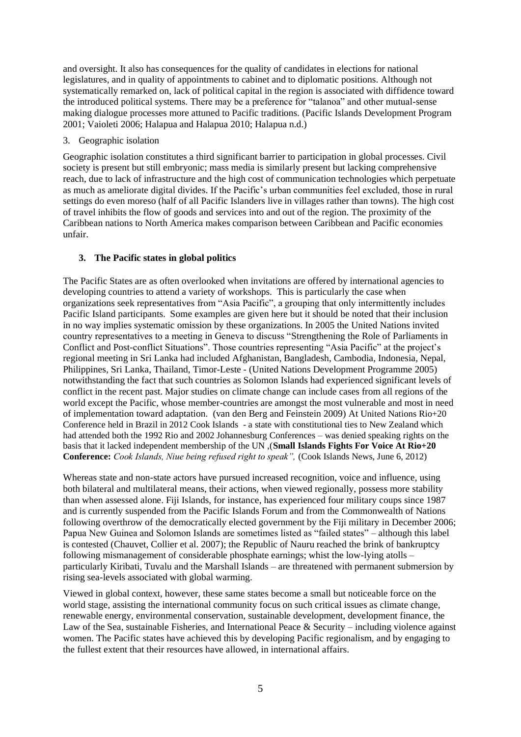and oversight. It also has consequences for the quality of candidates in elections for national legislatures, and in quality of appointments to cabinet and to diplomatic positions. Although not systematically remarked on, lack of political capital in the region is associated with diffidence toward the introduced political systems. There may be a preference for "talanoa" and other mutual-sense making dialogue processes more attuned to Pacific traditions. (Pacific Islands Development Program 2001; Vaioleti 2006; Halapua and Halapua 2010; Halapua n.d.)

3. Geographic isolation

Geographic isolation constitutes a third significant barrier to participation in global processes. Civil society is present but still embryonic; mass media is similarly present but lacking comprehensive reach, due to lack of infrastructure and the high cost of communication technologies which perpetuate as much as ameliorate digital divides. If the Pacific's urban communities feel excluded, those in rural settings do even moreso (half of all Pacific Islanders live in villages rather than towns). The high cost of travel inhibits the flow of goods and services into and out of the region. The proximity of the Caribbean nations to North America makes comparison between Caribbean and Pacific economies unfair.

## 3. The Pacific states in global politics

The Pacific States are as often overlooked when invitations are offered by international agencies to developing countries to attend a variety of workshops. This is particularly the case when organizations seek representatives from "Asia Pacific", a grouping that only intermittently includes Pacific Island participants. Some examples are given here but it should be noted that their inclusion in no way implies systematic omission by these organizations. In 2005 the United Nations invited country representatives to a meeting in Geneva to discuss "Strengthening the Role of Parliaments in Conflict and Post-conflict Situations". Those countries representing "Asia Pacific" at the project's regional meeting in Sri Lanka had included Afghanistan, Bangladesh, Cambodia, Indonesia, Nepal, Philippines, Sri Lanka, Thailand, Timor-Leste - (United Nations Development Programme 2005) notwithstanding the fact that such countries as Solomon Islands had experienced significant levels of conflict in the recent past. Major studies on climate change can include cases from all regions of the world except the Pacific, whose member-countries are amongst the most vulnerable and most in need of implementation toward adaptation. (van den Berg and Feinstein 2009) At United Nations Rio+20 Conference held in Brazil in 2012 Cook Islands - a state with constitutional ties to New Zealand which had attended both the 1992 Rio and 2002 Johannesburg Conferences – was denied speaking rights on the basis that it lacked independent membership of the UN ,(**Small Islands Fights For Voice At Rio+20 Conference:** *Cook Islands, Niue being refused right to speak",* (Cook Islands News, June 6, 2012)

Whereas state and non-state actors have pursued increased recognition, voice and influence, using both bilateral and multilateral means, their actions, when viewed regionally, possess more stability than when assessed alone. Fiji Islands, for instance, has experienced four military coups since 1987 and is currently suspended from the Pacific Islands Forum and from the Commonwealth of Nations following overthrow of the democratically elected government by the Fiji military in December 2006; Papua New Guinea and Solomon Islands are sometimes listed as "failed states" – although this label is contested (Chauvet, Collier et al. 2007); the Republic of Nauru reached the brink of bankruptcy following mismanagement of considerable phosphate earnings; whist the low-lying atolls – particularly Kiribati, Tuvalu and the Marshall Islands – are threatened with permanent submersion by rising sea-levels associated with global warming.

Viewed in global context, however, these same states become a small but noticeable force on the world stage, assisting the international community focus on such critical issues as climate change, renewable energy, environmental conservation, sustainable development, development finance, the Law of the Sea, sustainable Fisheries, and International Peace & Security – including violence against women. The Pacific states have achieved this by developing Pacific regionalism, and by engaging to the fullest extent that their resources have allowed, in international affairs.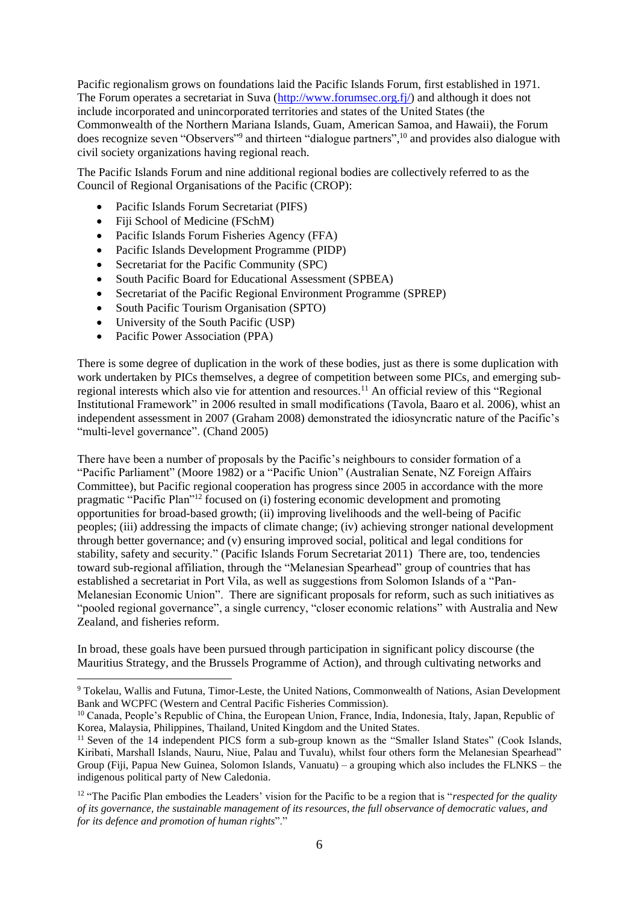Pacific regionalism grows on foundations laid the Pacific Islands Forum, first established in 1971. The Forum operates a secretariat in Suva (http://www.forumsec.org.fj/) and although it does not include incorporated and unincorporated territories and states of the United States (the Commonwealth of the Northern Mariana Islands, Guam, American Samoa, and Hawaii), the Forum does recognize seven "Observers"[9] and thirteen "dialogue partners",[10] and provides also dialogue with civil society organizations having regional reach.

The Pacific Islands Forum and nine additional regional bodies are collectively referred to as the Council of Regional Organisations of the Pacific (CROP):

- Pacific Islands Forum Secretariat (PIFS)
- Fiji School of Medicine (FSchM)
- Pacific Islands Forum Fisheries Agency (FFA)
- Pacific Islands Development Programme (PIDP)
- Secretariat for the Pacific Community (SPC)
- South Pacific Board for Educational Assessment (SPBEA)
- Secretariat of the Pacific Regional Environment Programme (SPREP)
- South Pacific Tourism Organisation (SPTO)
- University of the South Pacific (USP)
- Pacific Power Association (PPA)

There is some degree of duplication in the work of these bodies, just as there is some duplication with work undertaken by PICs themselves, a degree of competition between some PICs, and emerging sub-regional interests which also vie for attention and resources.[11] An official review of this "Regional Institutional Framework" in 2006 resulted in small modifications (Tavola, Baaro et al. 2006), whilst an independent assessment in 2007 (Graham 2008) demonstrated the idiosyncratic nature of the Pacific's "multi-level governance". (Chand 2005)

There have been a number of proposals by the Pacific's neighbours to consider formation of a "Pacific Parliament" (Moore 1982) or a "Pacific Union" (Australian Senate, NZ Foreign Affairs Committee), but Pacific regional cooperation has progress since 2005 in accordance with the more pragmatic "Pacific Plan"[12] focused on (i) fostering economic development and promoting opportunities for broad-based growth; (ii) improving livelihoods and the well-being of Pacific peoples; (iii) addressing the impacts of climate change; (iv) achieving stronger national development through better governance; and (v) ensuring improved social, political and legal conditions for stability, safety and security." (Pacific Islands Forum Secretariat 2011) There are, too, tendencies toward sub-regional affiliation, through the "Melanesian Spearhead" group of countries that has established a secretariat in Port Vila, as well as suggestions from Solomon Islands of a "Pan-Melanesian Economic Union". There are significant proposals for reform, such as such initiatives as "pooled regional governance", a single currency, "closer economic relations" with Australia and New Zealand, and fisheries reform.

In broad, these goals have been pursued through participation in significant policy discourse (the Mauritius Strategy, and the Brussels Programme of Action), and through cultivating networks and

---

[9] Tokelau, Wallis and Futuna, Timor-Leste, the United Nations, Commonwealth of Nations, Asian Development Bank and WCPFC (Western and Central Pacific Fisheries Commission).

[10] Canada, People's Republic of China, the European Union, France, India, Indonesia, Italy, Japan, Republic of Korea, Malaysia, Philippines, Thailand, United Kingdom and the United States.

[11] Seven of the 14 independent PICS form a sub-group known as the "Smaller Island States" (Cook Islands, Kiribati, Marshall Islands, Nauru, Niue, Palau and Tuvalu), whilst four others form the Melanesian Spearhead" Group (Fiji, Papua New Guinea, Solomon Islands, Vanuatu) – a grouping which also includes the FLNKS – the indigenous political party of New Caledonia.

[12] "The Pacific Plan embodies the Leaders' vision for the Pacific to be a region that is "*respected for the quality of its governance, the sustainable management of its resources, the full observance of democratic values, and for its defence and promotion of human rights*"."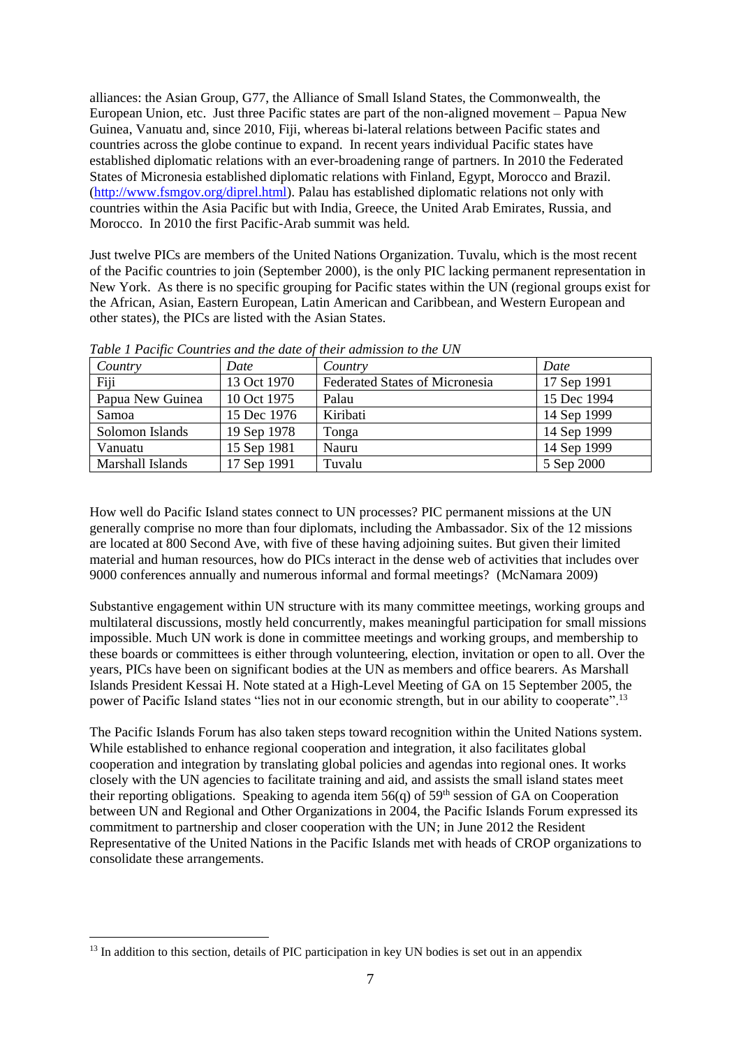alliances: the Asian Group, G77, the Alliance of Small Island States, the Commonwealth, the European Union, etc. Just three Pacific states are part of the non-aligned movement – Papua New Guinea, Vanuatu and, since 2010, Fiji, whereas bi-lateral relations between Pacific states and countries across the globe continue to expand. In recent years individual Pacific states have established diplomatic relations with an ever-broadening range of partners. In 2010 the Federated States of Micronesia established diplomatic relations with Finland, Egypt, Morocco and Brazil. (http://www.fsmgov.org/diprel.html). Palau has established diplomatic relations not only with countries within the Asia Pacific but with India, Greece, the United Arab Emirates, Russia, and Morocco. In 2010 the first Pacific-Arab summit was held.

Just twelve PICs are members of the United Nations Organization. Tuvalu, which is the most recent of the Pacific countries to join (September 2000), is the only PIC lacking permanent representation in New York. As there is no specific grouping for Pacific states within the UN (regional groups exist for the African, Asian, Eastern European, Latin American and Caribbean, and Western European and other states), the PICs are listed with the Asian States.

*Table 1 Pacific Countries and the date of their admission to the UN*

| *Country* | *Date* | *Country* | *Date* |
|---|---|---|---|
| Fiji | 13 Oct 1970 | Federated States of Micronesia | 17 Sep 1991 |
| Papua New Guinea | 10 Oct 1975 | Palau | 15 Dec 1994 |
| Samoa | 15 Dec 1976 | Kiribati | 14 Sep 1999 |
| Solomon Islands | 19 Sep 1978 | Tonga | 14 Sep 1999 |
| Vanuatu | 15 Sep 1981 | Nauru | 14 Sep 1999 |
| Marshall Islands | 17 Sep 1991 | Tuvalu | 5 Sep 2000 |

How well do Pacific Island states connect to UN processes? PIC permanent missions at the UN generally comprise no more than four diplomats, including the Ambassador. Six of the 12 missions are located at 800 Second Ave, with five of these having adjoining suites. But given their limited material and human resources, how do PICs interact in the dense web of activities that includes over 9000 conferences annually and numerous informal and formal meetings? (McNamara 2009)

Substantive engagement within UN structure with its many committee meetings, working groups and multilateral discussions, mostly held concurrently, makes meaningful participation for small missions impossible. Much UN work is done in committee meetings and working groups, and membership to these boards or committees is either through volunteering, election, invitation or open to all. Over the years, PICs have been on significant bodies at the UN as members and office bearers. As Marshall Islands President Kessai H. Note stated at a High-Level Meeting of GA on 15 September 2005, the power of Pacific Island states "lies not in our economic strength, but in our ability to cooperate".[13]

The Pacific Islands Forum has also taken steps toward recognition within the United Nations system. While established to enhance regional cooperation and integration, it also facilitates global cooperation and integration by translating global policies and agendas into regional ones. It works closely with the UN agencies to facilitate training and aid, and assists the small island states meet their reporting obligations. Speaking to agenda item 56(q) of 59th session of GA on Cooperation between UN and Regional and Other Organizations in 2004, the Pacific Islands Forum expressed its commitment to partnership and closer cooperation with the UN; in June 2012 the Resident Representative of the United Nations in the Pacific Islands met with heads of CROP organizations to consolidate these arrangements.

[13] In addition to this section, details of PIC participation in key UN bodies is set out in an appendix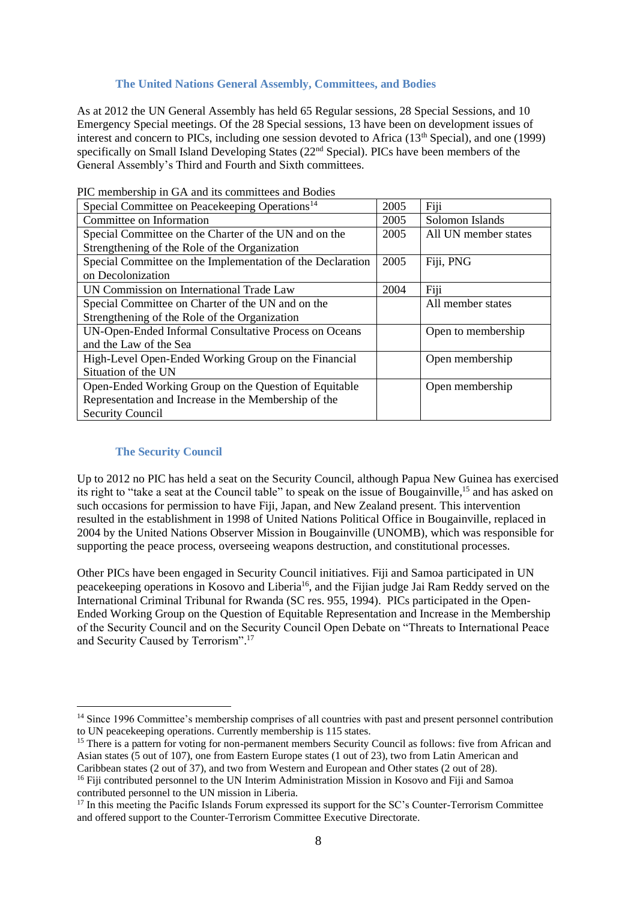### The United Nations General Assembly, Committees, and Bodies

As at 2012 the UN General Assembly has held 65 Regular sessions, 28 Special Sessions, and 10 Emergency Special meetings. Of the 28 Special sessions, 13 have been on development issues of interest and concern to PICs, including one session devoted to Africa (13th Special), and one (1999) specifically on Small Island Developing States (22nd Special). PICs have been members of the General Assembly's Third and Fourth and Sixth committees.

PIC membership in GA and its committees and Bodies

| | | |
|---|---|---|
| Special Committee on Peacekeeping Operations[14] | 2005 | Fiji |
| Committee on Information | 2005 | Solomon Islands |
| Special Committee on the Charter of the UN and on the Strengthening of the Role of the Organization | 2005 | All UN member states |
| Special Committee on the Implementation of the Declaration on Decolonization | 2005 | Fiji, PNG |
| UN Commission on International Trade Law | 2004 | Fiji |
| Special Committee on Charter of the UN and on the Strengthening of the Role of the Organization | | All member states |
| UN-Open-Ended Informal Consultative Process on Oceans and the Law of the Sea | | Open to membership |
| High-Level Open-Ended Working Group on the Financial Situation of the UN | | Open membership |
| Open-Ended Working Group on the Question of Equitable Representation and Increase in the Membership of the Security Council | | Open membership |

### The Security Council

Up to 2012 no PIC has held a seat on the Security Council, although Papua New Guinea has exercised its right to "take a seat at the Council table" to speak on the issue of Bougainville,[15] and has asked on such occasions for permission to have Fiji, Japan, and New Zealand present. This intervention resulted in the establishment in 1998 of United Nations Political Office in Bougainville, replaced in 2004 by the United Nations Observer Mission in Bougainville (UNOMB), which was responsible for supporting the peace process, overseeing weapons destruction, and constitutional processes.

Other PICs have been engaged in Security Council initiatives. Fiji and Samoa participated in UN peacekeeping operations in Kosovo and Liberia[16], and the Fijian judge Jai Ram Reddy served on the International Criminal Tribunal for Rwanda (SC res. 955, 1994). PICs participated in the Open-Ended Working Group on the Question of Equitable Representation and Increase in the Membership of the Security Council and on the Security Council Open Debate on "Threats to International Peace and Security Caused by Terrorism".[17]

---

[14] Since 1996 Committee's membership comprises of all countries with past and present personnel contribution to UN peacekeeping operations. Currently membership is 115 states.

[15] There is a pattern for voting for non-permanent members Security Council as follows: five from African and Asian states (5 out of 107), one from Eastern Europe states (1 out of 23), two from Latin American and Caribbean states (2 out of 37), and two from Western and European and Other states (2 out of 28).

[16] Fiji contributed personnel to the UN Interim Administration Mission in Kosovo and Fiji and Samoa contributed personnel to the UN mission in Liberia.

[17] In this meeting the Pacific Islands Forum expressed its support for the SC's Counter-Terrorism Committee and offered support to the Counter-Terrorism Committee Executive Directorate.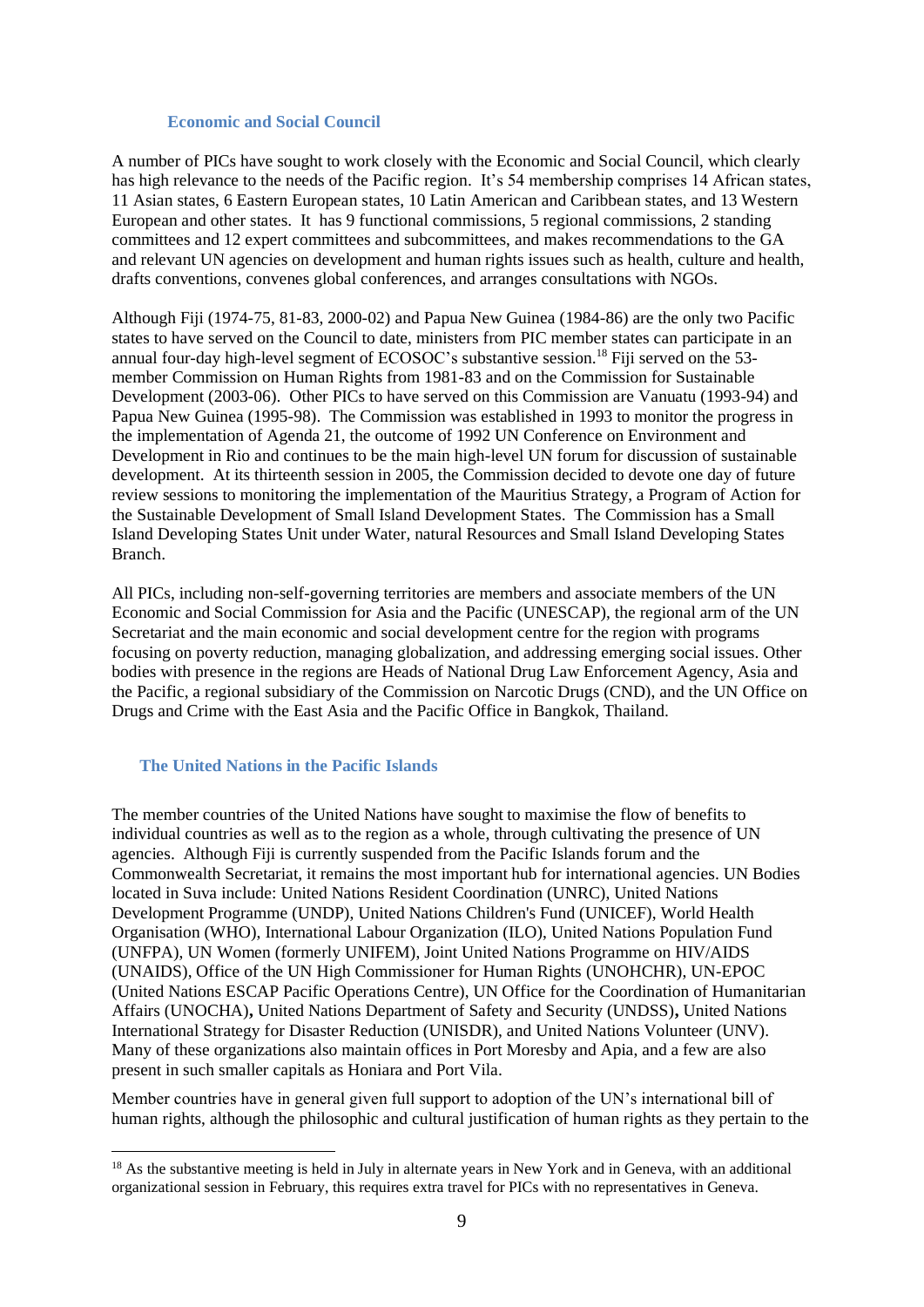### Economic and Social Council

A number of PICs have sought to work closely with the Economic and Social Council, which clearly has high relevance to the needs of the Pacific region. It's 54 membership comprises 14 African states, 11 Asian states, 6 Eastern European states, 10 Latin American and Caribbean states, and 13 Western European and other states. It has 9 functional commissions, 5 regional commissions, 2 standing committees and 12 expert committees and subcommittees, and makes recommendations to the GA and relevant UN agencies on development and human rights issues such as health, culture and health, drafts conventions, convenes global conferences, and arranges consultations with NGOs.

Although Fiji (1974-75, 81-83, 2000-02) and Papua New Guinea (1984-86) are the only two Pacific states to have served on the Council to date, ministers from PIC member states can participate in an annual four-day high-level segment of ECOSOC's substantive session.[18] Fiji served on the 53-member Commission on Human Rights from 1981-83 and on the Commission for Sustainable Development (2003-06). Other PICs to have served on this Commission are Vanuatu (1993-94) and Papua New Guinea (1995-98). The Commission was established in 1993 to monitor the progress in the implementation of Agenda 21, the outcome of 1992 UN Conference on Environment and Development in Rio and continues to be the main high-level UN forum for discussion of sustainable development. At its thirteenth session in 2005, the Commission decided to devote one day of future review sessions to monitoring the implementation of the Mauritius Strategy, a Program of Action for the Sustainable Development of Small Island Development States. The Commission has a Small Island Developing States Unit under Water, natural Resources and Small Island Developing States Branch.

All PICs, including non-self-governing territories are members and associate members of the UN Economic and Social Commission for Asia and the Pacific (UNESCAP), the regional arm of the UN Secretariat and the main economic and social development centre for the region with programs focusing on poverty reduction, managing globalization, and addressing emerging social issues. Other bodies with presence in the regions are Heads of National Drug Law Enforcement Agency, Asia and the Pacific, a regional subsidiary of the Commission on Narcotic Drugs (CND), and the UN Office on Drugs and Crime with the East Asia and the Pacific Office in Bangkok, Thailand.

### The United Nations in the Pacific Islands

The member countries of the United Nations have sought to maximise the flow of benefits to individual countries as well as to the region as a whole, through cultivating the presence of UN agencies. Although Fiji is currently suspended from the Pacific Islands forum and the Commonwealth Secretariat, it remains the most important hub for international agencies. UN Bodies located in Suva include: United Nations Resident Coordination (UNRC), United Nations Development Programme (UNDP), United Nations Children's Fund (UNICEF), World Health Organisation (WHO), International Labour Organization (ILO), United Nations Population Fund (UNFPA), UN Women (formerly UNIFEM), Joint United Nations Programme on HIV/AIDS (UNAIDS), Office of the UN High Commissioner for Human Rights (UNOHCHR), UN-EPOC (United Nations ESCAP Pacific Operations Centre), UN Office for the Coordination of Humanitarian Affairs (UNOCHA), United Nations Department of Safety and Security (UNDSS), United Nations International Strategy for Disaster Reduction (UNISDR), and United Nations Volunteer (UNV). Many of these organizations also maintain offices in Port Moresby and Apia, and a few are also present in such smaller capitals as Honiara and Port Vila.

Member countries have in general given full support to adoption of the UN's international bill of human rights, although the philosophic and cultural justification of human rights as they pertain to the

[18] As the substantive meeting is held in July in alternate years in New York and in Geneva, with an additional organizational session in February, this requires extra travel for PICs with no representatives in Geneva.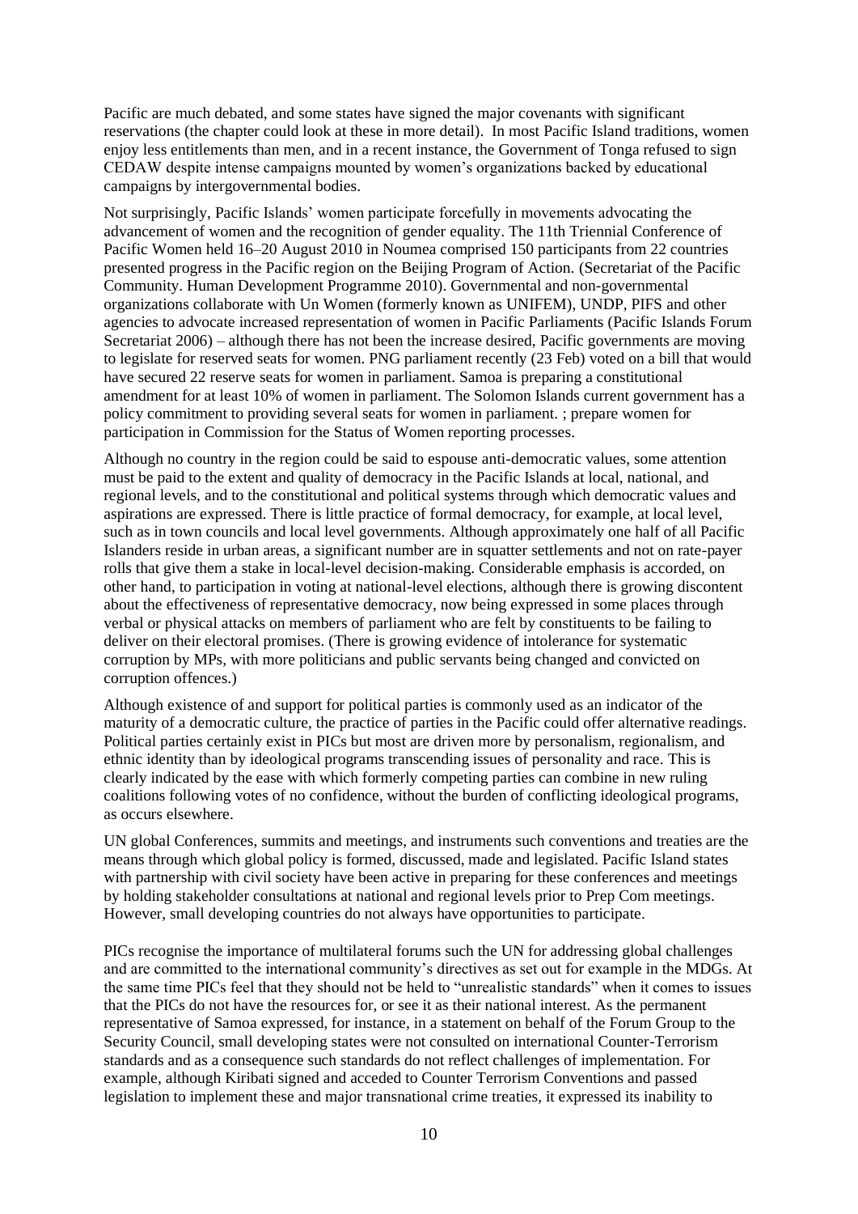Pacific are much debated, and some states have signed the major covenants with significant reservations (the chapter could look at these in more detail). In most Pacific Island traditions, women enjoy less entitlements than men, and in a recent instance, the Government of Tonga refused to sign CEDAW despite intense campaigns mounted by women's organizations backed by educational campaigns by intergovernmental bodies.

Not surprisingly, Pacific Islands' women participate forcefully in movements advocating the advancement of women and the recognition of gender equality. The 11th Triennial Conference of Pacific Women held 16–20 August 2010 in Noumea comprised 150 participants from 22 countries presented progress in the Pacific region on the Beijing Program of Action. (Secretariat of the Pacific Community. Human Development Programme 2010). Governmental and non-governmental organizations collaborate with Un Women (formerly known as UNIFEM), UNDP, PIFS and other agencies to advocate increased representation of women in Pacific Parliaments (Pacific Islands Forum Secretariat 2006) – although there has not been the increase desired, Pacific governments are moving to legislate for reserved seats for women. PNG parliament recently (23 Feb) voted on a bill that would have secured 22 reserve seats for women in parliament. Samoa is preparing a constitutional amendment for at least 10% of women in parliament. The Solomon Islands current government has a policy commitment to providing several seats for women in parliament. ; prepare women for participation in Commission for the Status of Women reporting processes.

Although no country in the region could be said to espouse anti-democratic values, some attention must be paid to the extent and quality of democracy in the Pacific Islands at local, national, and regional levels, and to the constitutional and political systems through which democratic values and aspirations are expressed. There is little practice of formal democracy, for example, at local level, such as in town councils and local level governments. Although approximately one half of all Pacific Islanders reside in urban areas, a significant number are in squatter settlements and not on rate-payer rolls that give them a stake in local-level decision-making. Considerable emphasis is accorded, on other hand, to participation in voting at national-level elections, although there is growing discontent about the effectiveness of representative democracy, now being expressed in some places through verbal or physical attacks on members of parliament who are felt by constituents to be failing to deliver on their electoral promises. (There is growing evidence of intolerance for systematic corruption by MPs, with more politicians and public servants being changed and convicted on corruption offences.)

Although existence of and support for political parties is commonly used as an indicator of the maturity of a democratic culture, the practice of parties in the Pacific could offer alternative readings. Political parties certainly exist in PICs but most are driven more by personalism, regionalism, and ethnic identity than by ideological programs transcending issues of personality and race. This is clearly indicated by the ease with which formerly competing parties can combine in new ruling coalitions following votes of no confidence, without the burden of conflicting ideological programs, as occurs elsewhere.

UN global Conferences, summits and meetings, and instruments such conventions and treaties are the means through which global policy is formed, discussed, made and legislated. Pacific Island states with partnership with civil society have been active in preparing for these conferences and meetings by holding stakeholder consultations at national and regional levels prior to Prep Com meetings. However, small developing countries do not always have opportunities to participate.

PICs recognise the importance of multilateral forums such the UN for addressing global challenges and are committed to the international community's directives as set out for example in the MDGs. At the same time PICs feel that they should not be held to "unrealistic standards" when it comes to issues that the PICs do not have the resources for, or see it as their national interest. As the permanent representative of Samoa expressed, for instance, in a statement on behalf of the Forum Group to the Security Council, small developing states were not consulted on international Counter-Terrorism standards and as a consequence such standards do not reflect challenges of implementation. For example, although Kiribati signed and acceded to Counter Terrorism Conventions and passed legislation to implement these and major transnational crime treaties, it expressed its inability to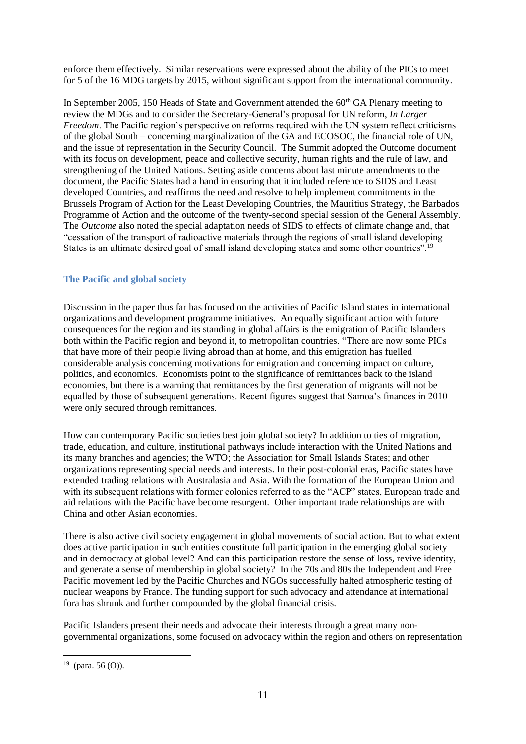enforce them effectively. Similar reservations were expressed about the ability of the PICs to meet for 5 of the 16 MDG targets by 2015, without significant support from the international community.

In September 2005, 150 Heads of State and Government attended the 60th GA Plenary meeting to review the MDGs and to consider the Secretary-General's proposal for UN reform, *In Larger Freedom*. The Pacific region's perspective on reforms required with the UN system reflect criticisms of the global South – concerning marginalization of the GA and ECOSOC, the financial role of UN, and the issue of representation in the Security Council. The Summit adopted the Outcome document with its focus on development, peace and collective security, human rights and the rule of law, and strengthening of the United Nations. Setting aside concerns about last minute amendments to the document, the Pacific States had a hand in ensuring that it included reference to SIDS and Least developed Countries, and reaffirms the need and resolve to help implement commitments in the Brussels Program of Action for the Least Developing Countries, the Mauritius Strategy, the Barbados Programme of Action and the outcome of the twenty-second special session of the General Assembly. The *Outcome* also noted the special adaptation needs of SIDS to effects of climate change and, that "cessation of the transport of radioactive materials through the regions of small island developing States is an ultimate desired goal of small island developing states and some other countries".[19]

## The Pacific and global society

Discussion in the paper thus far has focused on the activities of Pacific Island states in international organizations and development programme initiatives. An equally significant action with future consequences for the region and its standing in global affairs is the emigration of Pacific Islanders both within the Pacific region and beyond it, to metropolitan countries. "There are now some PICs that have more of their people living abroad than at home, and this emigration has fuelled considerable analysis concerning motivations for emigration and concerning impact on culture, politics, and economics. Economists point to the significance of remittances back to the island economies, but there is a warning that remittances by the first generation of migrants will not be equalled by those of subsequent generations. Recent figures suggest that Samoa's finances in 2010 were only secured through remittances.

How can contemporary Pacific societies best join global society? In addition to ties of migration, trade, education, and culture, institutional pathways include interaction with the United Nations and its many branches and agencies; the WTO; the Association for Small Islands States; and other organizations representing special needs and interests. In their post-colonial eras, Pacific states have extended trading relations with Australasia and Asia. With the formation of the European Union and with its subsequent relations with former colonies referred to as the "ACP" states, European trade and aid relations with the Pacific have become resurgent. Other important trade relationships are with China and other Asian economies.

There is also active civil society engagement in global movements of social action. But to what extent does active participation in such entities constitute full participation in the emerging global society and in democracy at global level? And can this participation restore the sense of loss, revive identity, and generate a sense of membership in global society? In the 70s and 80s the Independent and Free Pacific movement led by the Pacific Churches and NGOs successfully halted atmospheric testing of nuclear weapons by France. The funding support for such advocacy and attendance at international fora has shrunk and further compounded by the global financial crisis.

Pacific Islanders present their needs and advocate their interests through a great many non-governmental organizations, some focused on advocacy within the region and others on representation

[19] (para. 56 (O)).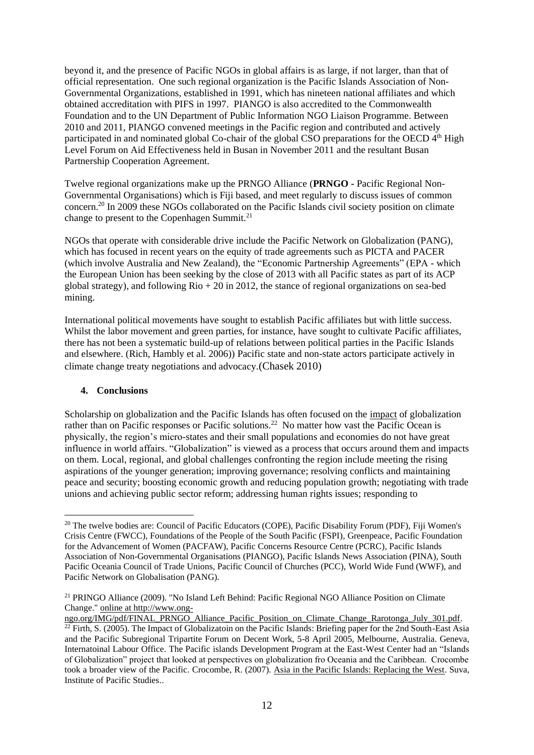beyond it, and the presence of Pacific NGOs in global affairs is as large, if not larger, than that of official representation. One such regional organization is the Pacific Islands Association of Non-Governmental Organizations, established in 1991, which has nineteen national affiliates and which obtained accreditation with PIFS in 1997. PIANGO is also accredited to the Commonwealth Foundation and to the UN Department of Public Information NGO Liaison Programme. Between 2010 and 2011, PIANGO convened meetings in the Pacific region and contributed and actively participated in and nominated global Co-chair of the global CSO preparations for the OECD 4th High Level Forum on Aid Effectiveness held in Busan in November 2011 and the resultant Busan Partnership Cooperation Agreement.

Twelve regional organizations make up the PRNGO Alliance (**PRNGO -** Pacific Regional Non-Governmental Organisations) which is Fiji based, and meet regularly to discuss issues of common concern.[20] In 2009 these NGOs collaborated on the Pacific Islands civil society position on climate change to present to the Copenhagen Summit.[21]

NGOs that operate with considerable drive include the Pacific Network on Globalization (PANG), which has focused in recent years on the equity of trade agreements such as PICTA and PACER (which involve Australia and New Zealand), the "Economic Partnership Agreements" (EPA - which the European Union has been seeking by the close of 2013 with all Pacific states as part of its ACP global strategy), and following Rio + 20 in 2012, the stance of regional organizations on sea-bed mining.

International political movements have sought to establish Pacific affiliates but with little success. Whilst the labor movement and green parties, for instance, have sought to cultivate Pacific affiliates, there has not been a systematic build-up of relations between political parties in the Pacific Islands and elsewhere. (Rich, Hambly et al. 2006)) Pacific state and non-state actors participate actively in climate change treaty negotiations and advocacy.(Chasek 2010)

## 4. Conclusions

Scholarship on globalization and the Pacific Islands has often focused on the impact of globalization rather than on Pacific responses or Pacific solutions.[22] No matter how vast the Pacific Ocean is physically, the region's micro-states and their small populations and economies do not have great influence in world affairs. "Globalization" is viewed as a process that occurs around them and impacts on them. Local, regional, and global challenges confronting the region include meeting the rising aspirations of the younger generation; improving governance; resolving conflicts and maintaining peace and security; boosting economic growth and reducing population growth; negotiating with trade unions and achieving public sector reform; addressing human rights issues; responding to

---

[20] The twelve bodies are: Council of Pacific Educators (COPE), Pacific Disability Forum (PDF), Fiji Women's Crisis Centre (FWCC), Foundations of the People of the South Pacific (FSPI), Greenpeace, Pacific Foundation for the Advancement of Women (PACFAW), Pacific Concerns Resource Centre (PCRC), Pacific Islands Association of Non-Governmental Organisations (PIANGO), Pacific Islands News Association (PINA), South Pacific Oceania Council of Trade Unions, Pacific Council of Churches (PCC), World Wide Fund (WWF), and Pacific Network on Globalisation (PANG).

[21] PRINGO Alliance (2009). "No Island Left Behind: Pacific Regional NGO Alliance Position on Climate Change." online at http://www.ong-ngo.org/IMG/pdf/FINAL_PRNGO_Alliance_Pacific_Position_on_Climate_Change_Rarotonga_July_301.pdf.

[22] Firth, S. (2005). The Impact of Globalizatoin on the Pacific Islands: Briefing paper for the 2nd South-East Asia and the Pacific Subregional Tripartite Forum on Decent Work, 5-8 April 2005, Melbourne, Australia. Geneva, Internatoinal Labour Office. The Pacific islands Development Program at the East-West Center had an "Islands of Globalization" project that looked at perspectives on globalization fro Oceania and the Caribbean. Crocombe took a broader view of the Pacific. Crocombe, R. (2007). Asia in the Pacific Islands: Replacing the West. Suva, Institute of Pacific Studies..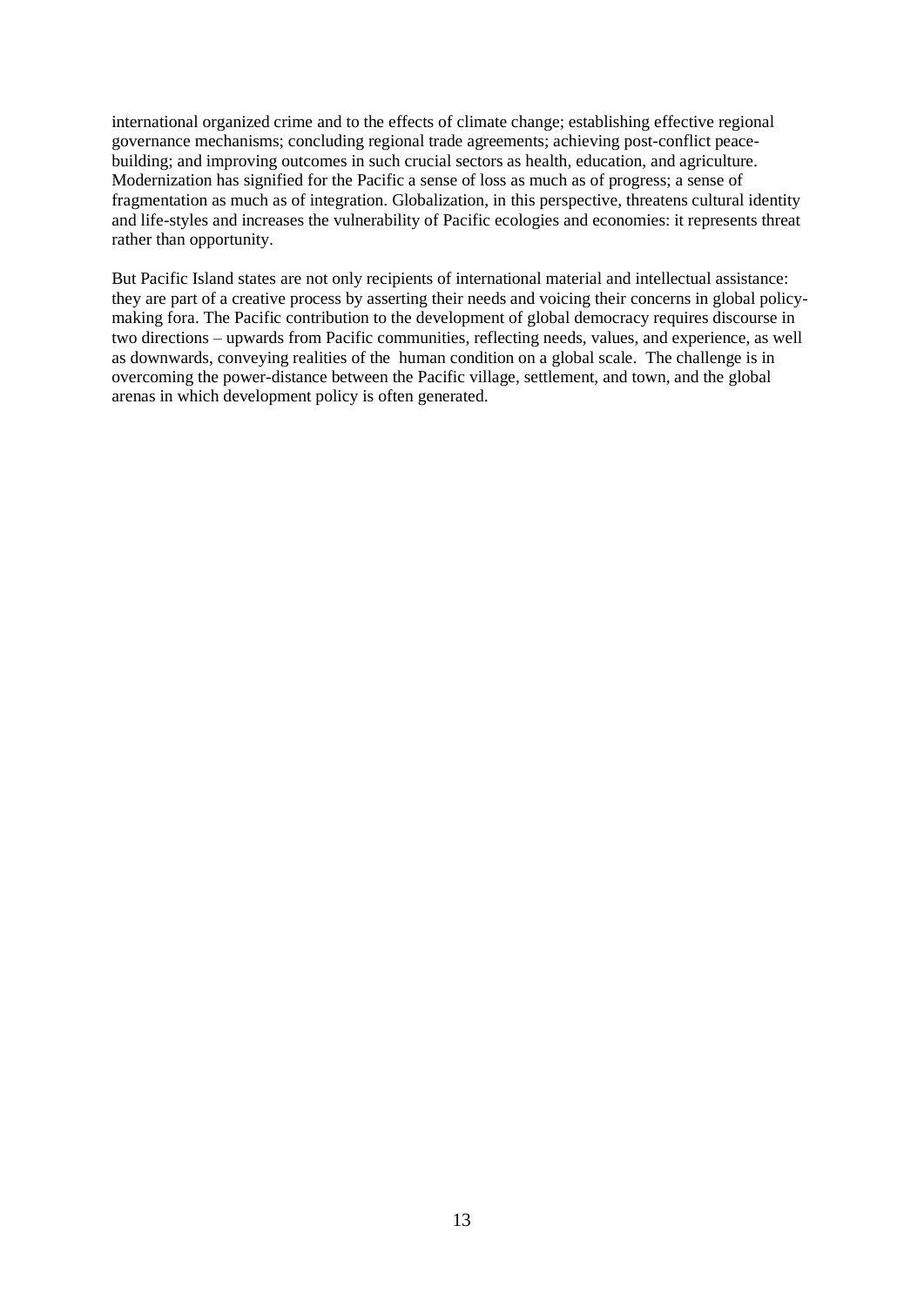international organized crime and to the effects of climate change; establishing effective regional governance mechanisms; concluding regional trade agreements; achieving post-conflict peace-building; and improving outcomes in such crucial sectors as health, education, and agriculture. Modernization has signified for the Pacific a sense of loss as much as of progress; a sense of fragmentation as much as of integration. Globalization, in this perspective, threatens cultural identity and life-styles and increases the vulnerability of Pacific ecologies and economies: it represents threat rather than opportunity.

But Pacific Island states are not only recipients of international material and intellectual assistance: they are part of a creative process by asserting their needs and voicing their concerns in global policy-making fora. The Pacific contribution to the development of global democracy requires discourse in two directions – upwards from Pacific communities, reflecting needs, values, and experience, as well as downwards, conveying realities of the human condition on a global scale. The challenge is in overcoming the power-distance between the Pacific village, settlement, and town, and the global arenas in which development policy is often generated.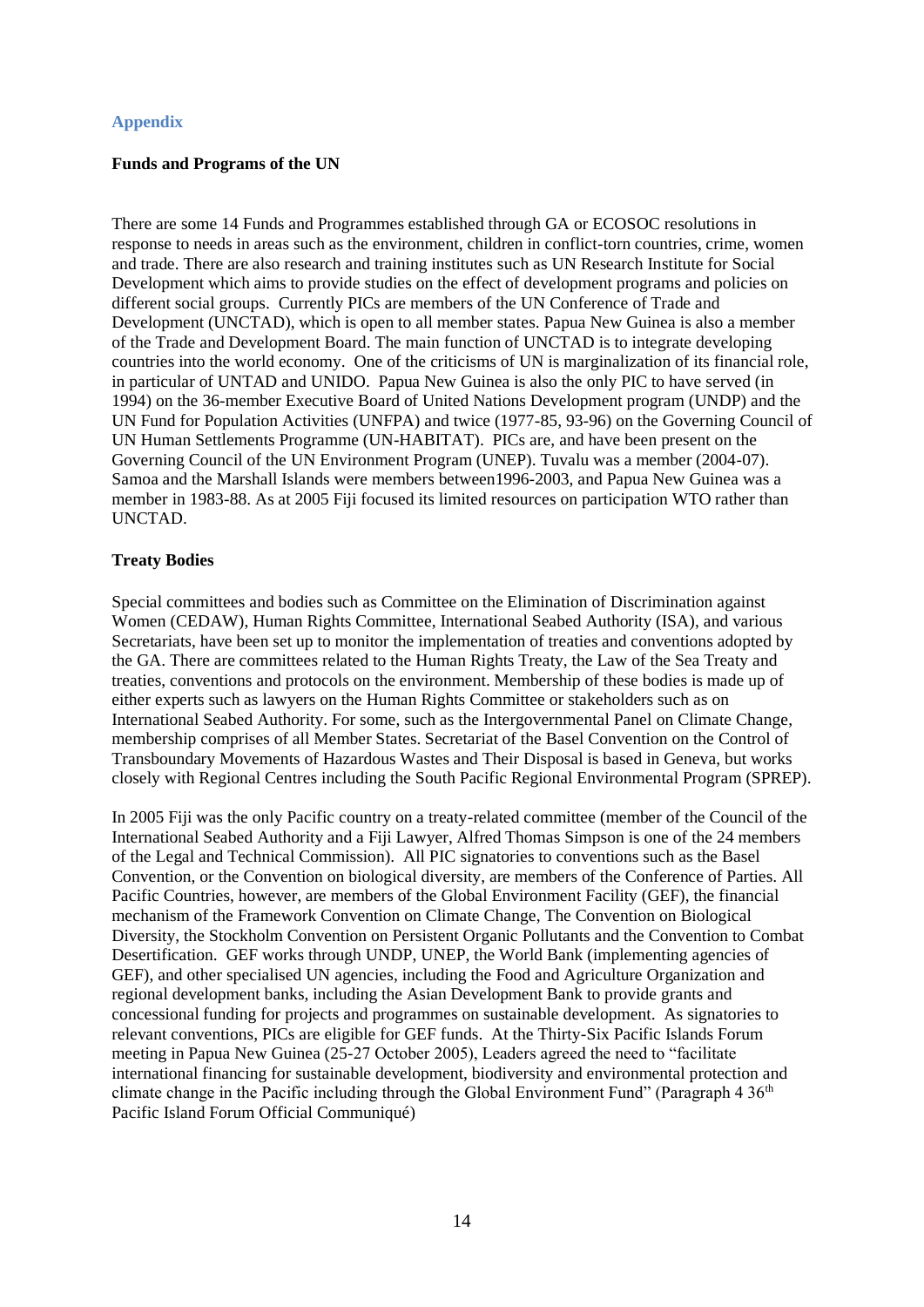## Appendix

**Funds and Programs of the UN**

There are some 14 Funds and Programmes established through GA or ECOSOC resolutions in response to needs in areas such as the environment, children in conflict-torn countries, crime, women and trade. There are also research and training institutes such as UN Research Institute for Social Development which aims to provide studies on the effect of development programs and policies on different social groups. Currently PICs are members of the UN Conference of Trade and Development (UNCTAD), which is open to all member states. Papua New Guinea is also a member of the Trade and Development Board. The main function of UNCTAD is to integrate developing countries into the world economy. One of the criticisms of UN is marginalization of its financial role, in particular of UNTAD and UNIDO. Papua New Guinea is also the only PIC to have served (in 1994) on the 36-member Executive Board of United Nations Development program (UNDP) and the UN Fund for Population Activities (UNFPA) and twice (1977-85, 93-96) on the Governing Council of UN Human Settlements Programme (UN-HABITAT). PICs are, and have been present on the Governing Council of the UN Environment Program (UNEP). Tuvalu was a member (2004-07). Samoa and the Marshall Islands were members between1996-2003, and Papua New Guinea was a member in 1983-88. As at 2005 Fiji focused its limited resources on participation WTO rather than UNCTAD.

**Treaty Bodies**

Special committees and bodies such as Committee on the Elimination of Discrimination against Women (CEDAW), Human Rights Committee, International Seabed Authority (ISA), and various Secretariats, have been set up to monitor the implementation of treaties and conventions adopted by the GA. There are committees related to the Human Rights Treaty, the Law of the Sea Treaty and treaties, conventions and protocols on the environment. Membership of these bodies is made up of either experts such as lawyers on the Human Rights Committee or stakeholders such as on International Seabed Authority. For some, such as the Intergovernmental Panel on Climate Change, membership comprises of all Member States. Secretariat of the Basel Convention on the Control of Transboundary Movements of Hazardous Wastes and Their Disposal is based in Geneva, but works closely with Regional Centres including the South Pacific Regional Environmental Program (SPREP).

In 2005 Fiji was the only Pacific country on a treaty-related committee (member of the Council of the International Seabed Authority and a Fiji Lawyer, Alfred Thomas Simpson is one of the 24 members of the Legal and Technical Commission). All PIC signatories to conventions such as the Basel Convention, or the Convention on biological diversity, are members of the Conference of Parties. All Pacific Countries, however, are members of the Global Environment Facility (GEF), the financial mechanism of the Framework Convention on Climate Change, The Convention on Biological Diversity, the Stockholm Convention on Persistent Organic Pollutants and the Convention to Combat Desertification. GEF works through UNDP, UNEP, the World Bank (implementing agencies of GEF), and other specialised UN agencies, including the Food and Agriculture Organization and regional development banks, including the Asian Development Bank to provide grants and concessional funding for projects and programmes on sustainable development. As signatories to relevant conventions, PICs are eligible for GEF funds. At the Thirty-Six Pacific Islands Forum meeting in Papua New Guinea (25-27 October 2005), Leaders agreed the need to "facilitate international financing for sustainable development, biodiversity and environmental protection and climate change in the Pacific including through the Global Environment Fund" (Paragraph 4 36th Pacific Island Forum Official Communiqué)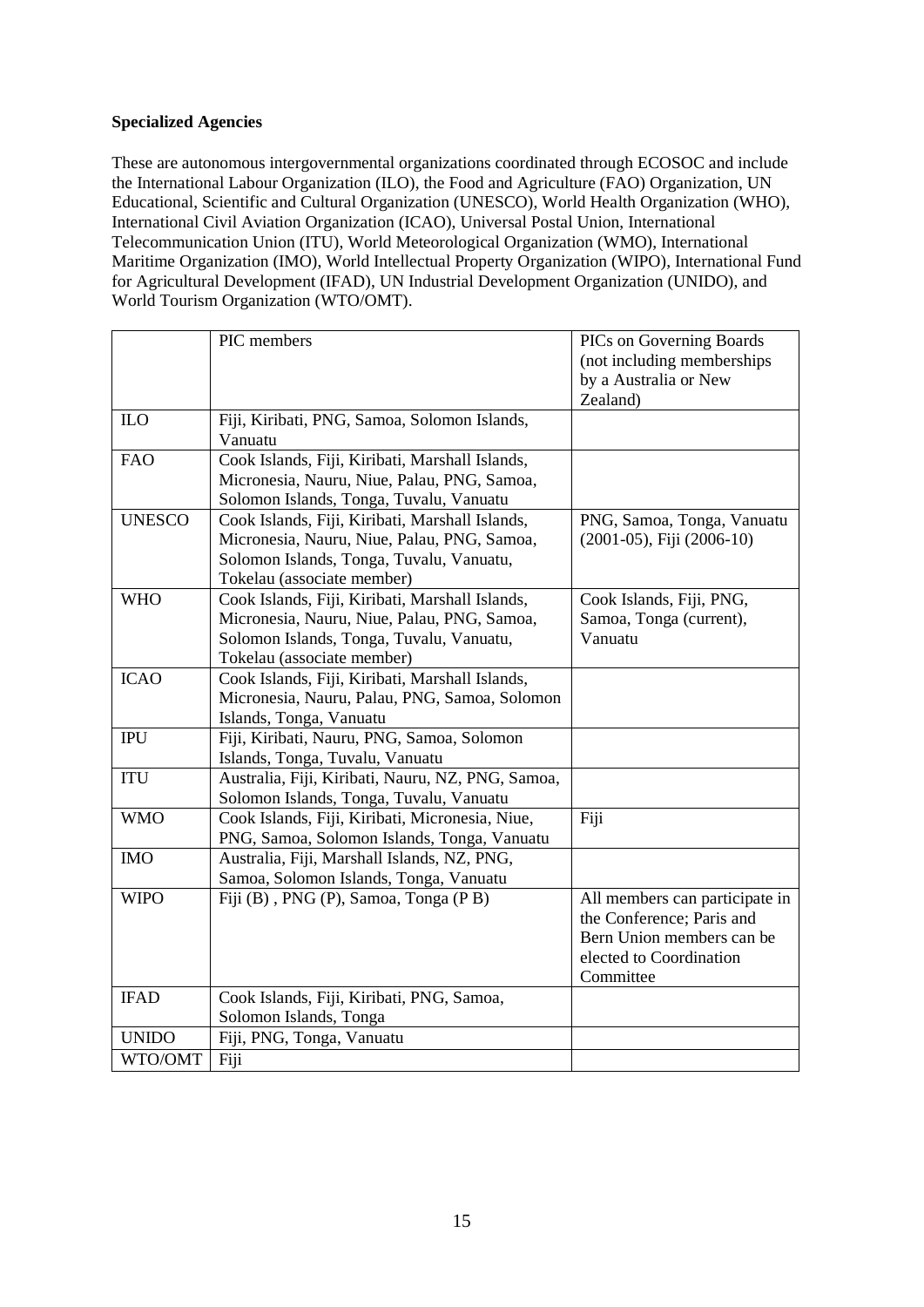**Specialized Agencies**

These are autonomous intergovernmental organizations coordinated through ECOSOC and include the International Labour Organization (ILO), the Food and Agriculture (FAO) Organization, UN Educational, Scientific and Cultural Organization (UNESCO), World Health Organization (WHO), International Civil Aviation Organization (ICAO), Universal Postal Union, International Telecommunication Union (ITU), World Meteorological Organization (WMO), International Maritime Organization (IMO), World Intellectual Property Organization (WIPO), International Fund for Agricultural Development (IFAD), UN Industrial Development Organization (UNIDO), and World Tourism Organization (WTO/OMT).

| | PIC members | PICs on Governing Boards (not including memberships by a Australia or New Zealand) |
|---|---|---|
| ILO | Fiji, Kiribati, PNG, Samoa, Solomon Islands, Vanuatu | |
| FAO | Cook Islands, Fiji, Kiribati, Marshall Islands, Micronesia, Nauru, Niue, Palau, PNG, Samoa, Solomon Islands, Tonga, Tuvalu, Vanuatu | |
| UNESCO | Cook Islands, Fiji, Kiribati, Marshall Islands, Micronesia, Nauru, Niue, Palau, PNG, Samoa, Solomon Islands, Tonga, Tuvalu, Vanuatu, Tokelau (associate member) | PNG, Samoa, Tonga, Vanuatu (2001-05), Fiji (2006-10) |
| WHO | Cook Islands, Fiji, Kiribati, Marshall Islands, Micronesia, Nauru, Niue, Palau, PNG, Samoa, Solomon Islands, Tonga, Tuvalu, Vanuatu, Tokelau (associate member) | Cook Islands, Fiji, PNG, Samoa, Tonga (current), Vanuatu |
| ICAO | Cook Islands, Fiji, Kiribati, Marshall Islands, Micronesia, Nauru, Palau, PNG, Samoa, Solomon Islands, Tonga, Vanuatu | |
| IPU | Fiji, Kiribati, Nauru, PNG, Samoa, Solomon Islands, Tonga, Tuvalu, Vanuatu | |
| ITU | Australia, Fiji, Kiribati, Nauru, NZ, PNG, Samoa, Solomon Islands, Tonga, Tuvalu, Vanuatu | |
| WMO | Cook Islands, Fiji, Kiribati, Micronesia, Niue, PNG, Samoa, Solomon Islands, Tonga, Vanuatu | Fiji |
| IMO | Australia, Fiji, Marshall Islands, NZ, PNG, Samoa, Solomon Islands, Tonga, Vanuatu | |
| WIPO | Fiji (B) , PNG (P), Samoa, Tonga (P B) | All members can participate in the Conference; Paris and Bern Union members can be elected to Coordination Committee |
| IFAD | Cook Islands, Fiji, Kiribati, PNG, Samoa, Solomon Islands, Tonga | |
| UNIDO | Fiji, PNG, Tonga, Vanuatu | |
| WTO/OMT | Fiji | |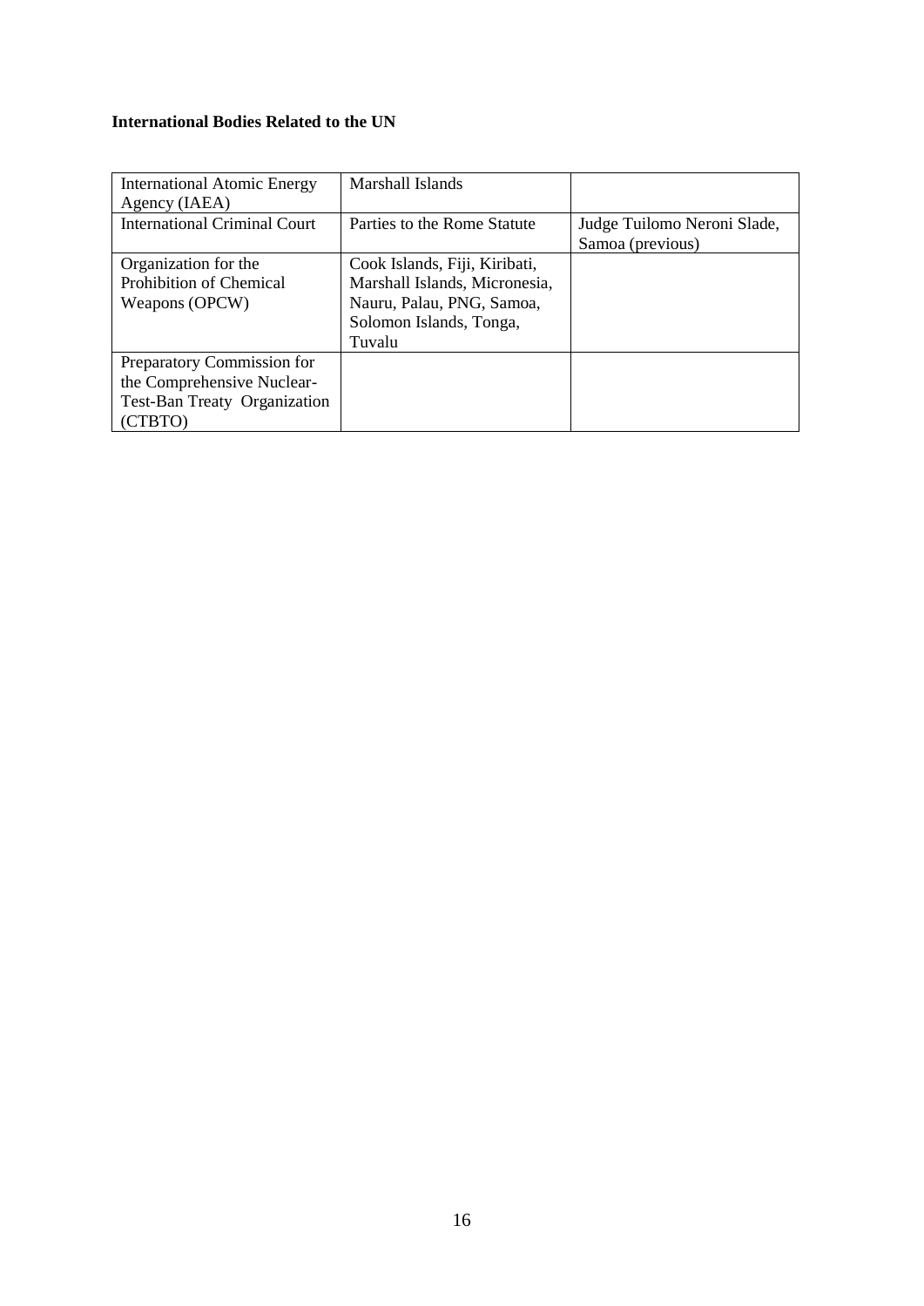**International Bodies Related to the UN**

| | | |
|---|---|---|
| International Atomic Energy Agency (IAEA) | Marshall Islands | |
| International Criminal Court | Parties to the Rome Statute | Judge Tuilomo Neroni Slade, Samoa (previous) |
| Organization for the Prohibition of Chemical Weapons (OPCW) | Cook Islands, Fiji, Kiribati, Marshall Islands, Micronesia, Nauru, Palau, PNG, Samoa, Solomon Islands, Tonga, Tuvalu | |
| Preparatory Commission for the Comprehensive Nuclear-Test-Ban Treaty Organization (CTBTO) | | |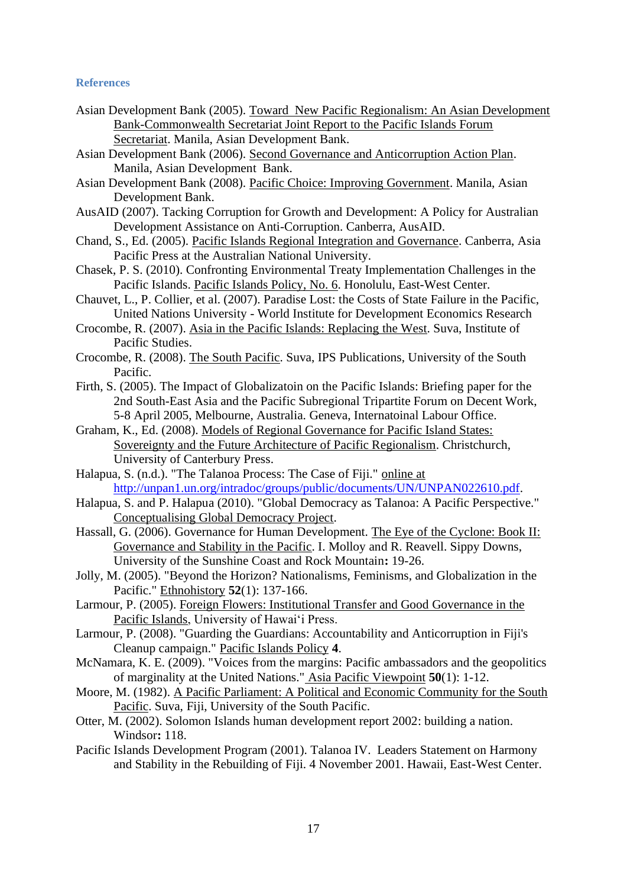### References

Asian Development Bank (2005). Toward  New Pacific Regionalism: An Asian Development Bank-Commonwealth Secretariat Joint Report to the Pacific Islands Forum Secretariat. Manila, Asian Development Bank.

Asian Development Bank (2006). Second Governance and Anticorruption Action Plan. Manila, Asian Development  Bank.

Asian Development Bank (2008). Pacific Choice: Improving Government. Manila, Asian Development Bank.

AusAID (2007). Tacking Corruption for Growth and Development: A Policy for Australian Development Assistance on Anti-Corruption. Canberra, AusAID.

Chand, S., Ed. (2005). Pacific Islands Regional Integration and Governance. Canberra, Asia Pacific Press at the Australian National University.

Chasek, P. S. (2010). Confronting Environmental Treaty Implementation Challenges in the Pacific Islands. Pacific Islands Policy, No. 6. Honolulu, East-West Center.

Chauvet, L., P. Collier, et al. (2007). Paradise Lost: the Costs of State Failure in the Pacific, United Nations University - World Institute for Development Economics Research

Crocombe, R. (2007). Asia in the Pacific Islands: Replacing the West. Suva, Institute of Pacific Studies.

Crocombe, R. (2008). The South Pacific. Suva, IPS Publications, University of the South Pacific.

Firth, S. (2005). The Impact of Globalizatoin on the Pacific Islands: Briefing paper for the 2nd South-East Asia and the Pacific Subregional Tripartite Forum on Decent Work, 5-8 April 2005, Melbourne, Australia. Geneva, Internatoinal Labour Office.

Graham, K., Ed. (2008). Models of Regional Governance for Pacific Island States: Sovereignty and the Future Architecture of Pacific Regionalism. Christchurch, University of Canterbury Press.

Halapua, S. (n.d.). "The Talanoa Process: The Case of Fiji." online at http://unpan1.un.org/intradoc/groups/public/documents/UN/UNPAN022610.pdf.

Halapua, S. and P. Halapua (2010). "Global Democracy as Talanoa: A Pacific Perspective." Conceptualising Global Democracy Project.

Hassall, G. (2006). Governance for Human Development. The Eye of the Cyclone: Book II: Governance and Stability in the Pacific. I. Molloy and R. Reavell. Sippy Downs, University of the Sunshine Coast and Rock Mountain**:** 19-26.

Jolly, M. (2005). "Beyond the Horizon? Nationalisms, Feminisms, and Globalization in the Pacific." Ethnohistory **52**(1): 137-166.

Larmour, P. (2005). Foreign Flowers: Institutional Transfer and Good Governance in the Pacific Islands, University of Hawai'i Press.

Larmour, P. (2008). "Guarding the Guardians: Accountability and Anticorruption in Fiji's Cleanup campaign." Pacific Islands Policy **4**.

McNamara, K. E. (2009). "Voices from the margins: Pacific ambassadors and the geopolitics of marginality at the United Nations." Asia Pacific Viewpoint **50**(1): 1-12.

Moore, M. (1982). A Pacific Parliament: A Political and Economic Community for the South Pacific. Suva, Fiji, University of the South Pacific.

Otter, M. (2002). Solomon Islands human development report 2002: building a nation. Windsor**:** 118.

Pacific Islands Development Program (2001). Talanoa IV.  Leaders Statement on Harmony and Stability in the Rebuilding of Fiji. 4 November 2001. Hawaii, East-West Center.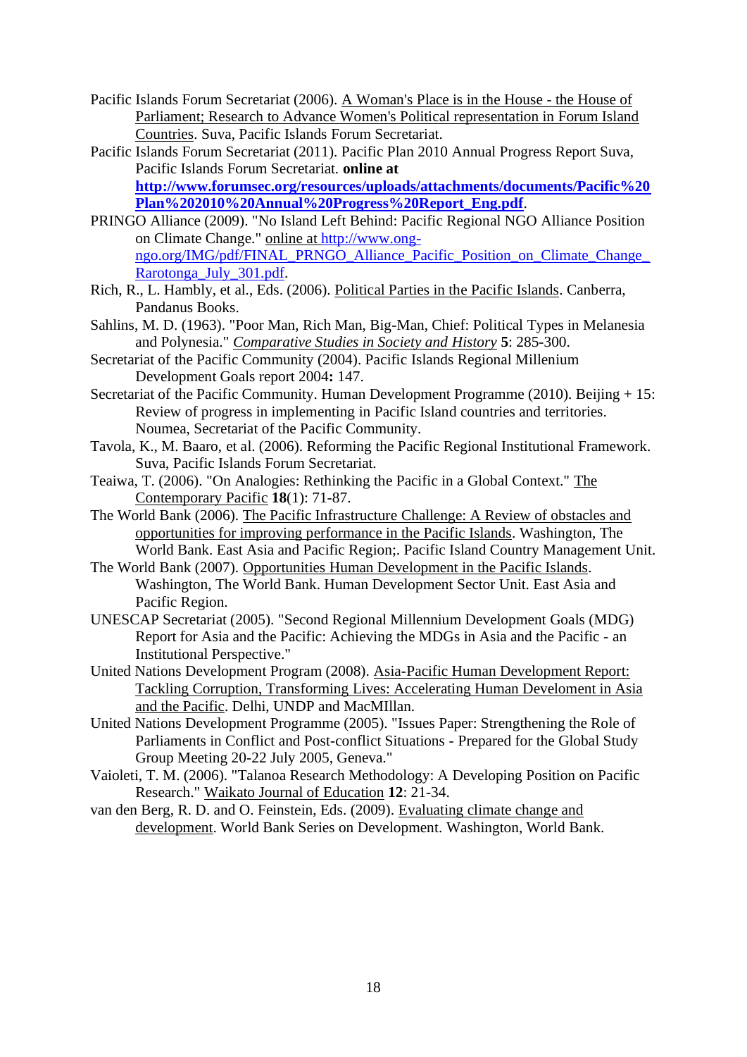Pacific Islands Forum Secretariat (2006). A Woman's Place is in the House - the House of Parliament; Research to Advance Women's Political representation in Forum Island Countries. Suva, Pacific Islands Forum Secretariat.

Pacific Islands Forum Secretariat (2011). Pacific Plan 2010 Annual Progress Report Suva, Pacific Islands Forum Secretariat. **online at http://www.forumsec.org/resources/uploads/attachments/documents/Pacific%20Plan%202010%20Annual%20Progress%20Report_Eng.pdf**.

PRINGO Alliance (2009). "No Island Left Behind: Pacific Regional NGO Alliance Position on Climate Change." online at http://www.ong-ngo.org/IMG/pdf/FINAL_PRNGO_Alliance_Pacific_Position_on_Climate_Change_Rarotonga_July_301.pdf.

Rich, R., L. Hambly, et al., Eds. (2006). Political Parties in the Pacific Islands. Canberra, Pandanus Books.

Sahlins, M. D. (1963). "Poor Man, Rich Man, Big-Man, Chief: Political Types in Melanesia and Polynesia." *Comparative Studies in Society and History* **5**: 285-300.

Secretariat of the Pacific Community (2004). Pacific Islands Regional Millenium Development Goals report 2004**:** 147.

Secretariat of the Pacific Community. Human Development Programme (2010). Beijing + 15: Review of progress in implementing in Pacific Island countries and territories. Noumea, Secretariat of the Pacific Community.

Tavola, K., M. Baaro, et al. (2006). Reforming the Pacific Regional Institutional Framework. Suva, Pacific Islands Forum Secretariat.

Teaiwa, T. (2006). "On Analogies: Rethinking the Pacific in a Global Context." The Contemporary Pacific **18**(1): 71-87.

The World Bank (2006). The Pacific Infrastructure Challenge: A Review of obstacles and opportunities for improving performance in the Pacific Islands. Washington, The World Bank. East Asia and Pacific Region;. Pacific Island Country Management Unit.

The World Bank (2007). Opportunities Human Development in the Pacific Islands. Washington, The World Bank. Human Development Sector Unit. East Asia and Pacific Region.

UNESCAP Secretariat (2005). "Second Regional Millennium Development Goals (MDG) Report for Asia and the Pacific: Achieving the MDGs in Asia and the Pacific - an Institutional Perspective."

United Nations Development Program (2008). Asia-Pacific Human Development Report: Tackling Corruption, Transforming Lives: Accelerating Human Develoment in Asia and the Pacific. Delhi, UNDP and MacMIllan.

United Nations Development Programme (2005). "Issues Paper: Strengthening the Role of Parliaments in Conflict and Post-conflict Situations - Prepared for the Global Study Group Meeting 20-22 July 2005, Geneva."

Vaioleti, T. M. (2006). "Talanoa Research Methodology: A Developing Position on Pacific Research." Waikato Journal of Education **12**: 21-34.

van den Berg, R. D. and O. Feinstein, Eds. (2009). Evaluating climate change and development. World Bank Series on Development. Washington, World Bank.